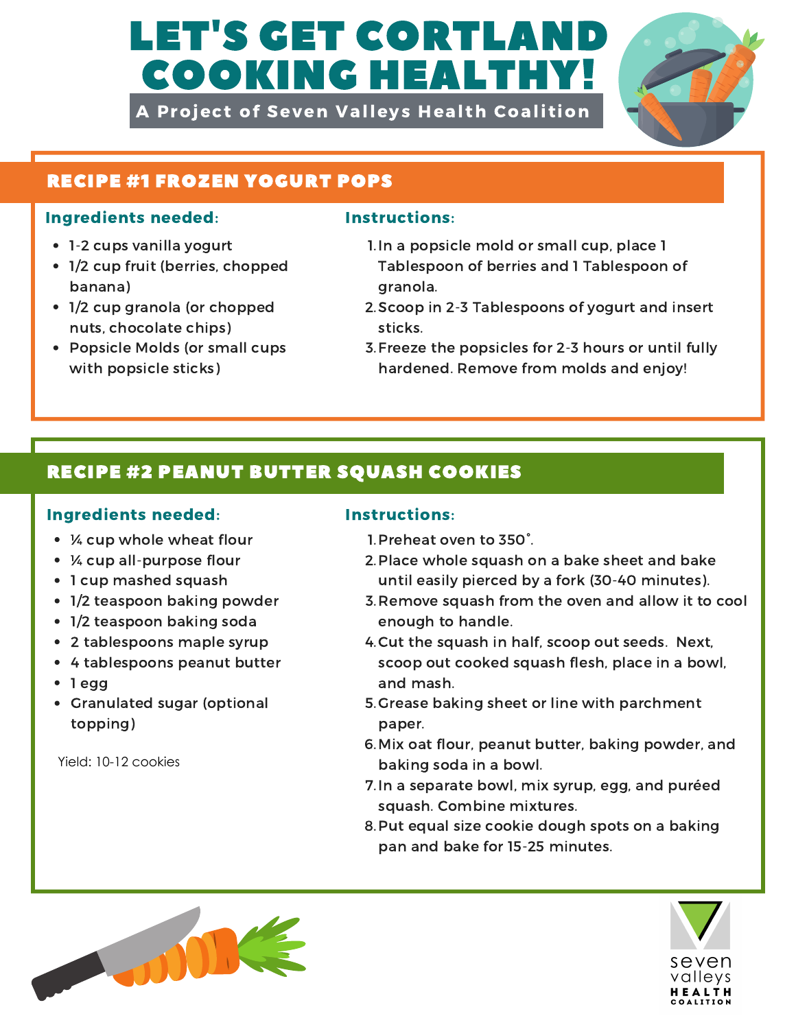# LET'S GET CORTLAND COOKING HEALTHY!

**A Project of Seven Valleys Health Coalition**

## RECIPE #1 FROZEN YOGURT POPS

### Ingredients needed:

- 1-2 cups vanilla yogurt
- 1/2 cup fruit (berries, chopped banana)
- 1/2 cup granola (or chopped nuts, chocolate chips)
- Popsicle Molds (or small cups with popsicle sticks)

### Instructions:

1. In a popsicle mold or small cup, place 1 Tablespoon of berries and 1 Tablespoon of granola.
2. Scoop in 2-3 Tablespoons of yogurt and insert sticks.
3. Freeze the popsicles for 2-3 hours or until fully hardened. Remove from molds and enjoy!

## RECIPE #2 PEANUT BUTTER SQUASH COOKIES

### Ingredients needed:

- ¼ cup whole wheat flour
- ¼ cup all-purpose flour
- 1 cup mashed squash
- 1/2 teaspoon baking powder
- 1/2 teaspoon baking soda
- 2 tablespoons maple syrup
- 4 tablespoons peanut butter
- 1 egg
- Granulated sugar (optional topping)

Yield: 10-12 cookies

### Instructions:

1. Preheat oven to 350˚.
2. Place whole squash on a bake sheet and bake until easily pierced by a fork (30-40 minutes).
3. Remove squash from the oven and allow it to cool enough to handle.
4. Cut the squash in half, scoop out seeds. Next, scoop out cooked squash flesh, place in a bowl, and mash.
5. Grease baking sheet or line with parchment paper.
6. Mix oat flour, peanut butter, baking powder, and baking soda in a bowl.
7. In a separate bowl, mix syrup, egg, and puréed squash. Combine mixtures.
8. Put equal size cookie dough spots on a baking pan and bake for 15-25 minutes.

seven valleys HEALTH COALITION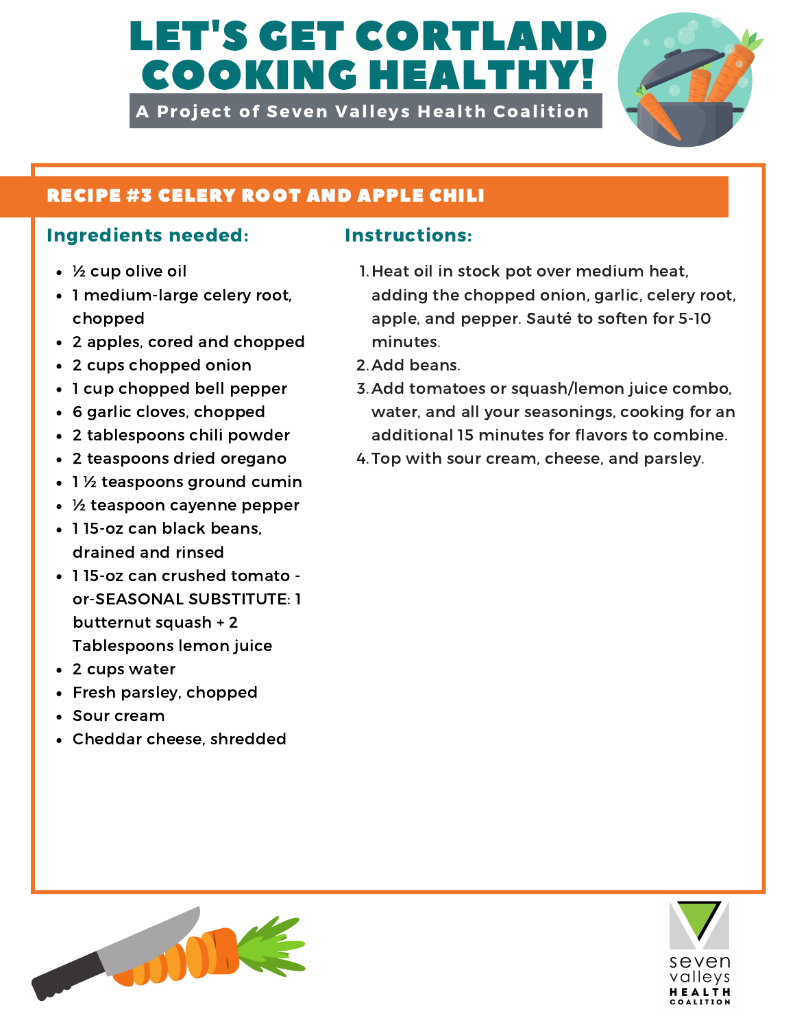# LET'S GET CORTLAND COOKING HEALTHY!

A Project of Seven Valleys Health Coalition

## RECIPE #3 CELERY ROOT AND APPLE CHILI

### Ingredients needed:

- ½ cup olive oil
- 1 medium-large celery root, chopped
- 2 apples, cored and chopped
- 2 cups chopped onion
- 1 cup chopped bell pepper
- 6 garlic cloves, chopped
- 2 tablespoons chili powder
- 2 teaspoons dried oregano
- 1 ½ teaspoons ground cumin
- ½ teaspoon cayenne pepper
- 1 15-oz can black beans, drained and rinsed
- 1 15-oz can crushed tomato -or-SEASONAL SUBSTITUTE: 1 butternut squash + 2 Tablespoons lemon juice
- 2 cups water
- Fresh parsley, chopped
- Sour cream
- Cheddar cheese, shredded

### Instructions:

1. Heat oil in stock pot over medium heat, adding the chopped onion, garlic, celery root, apple, and pepper. Sauté to soften for 5-10 minutes.
2. Add beans.
3. Add tomatoes or squash/lemon juice combo, water, and all your seasonings, cooking for an additional 15 minutes for flavors to combine.
4. Top with sour cream, cheese, and parsley.

seven valleys HEALTH COALITION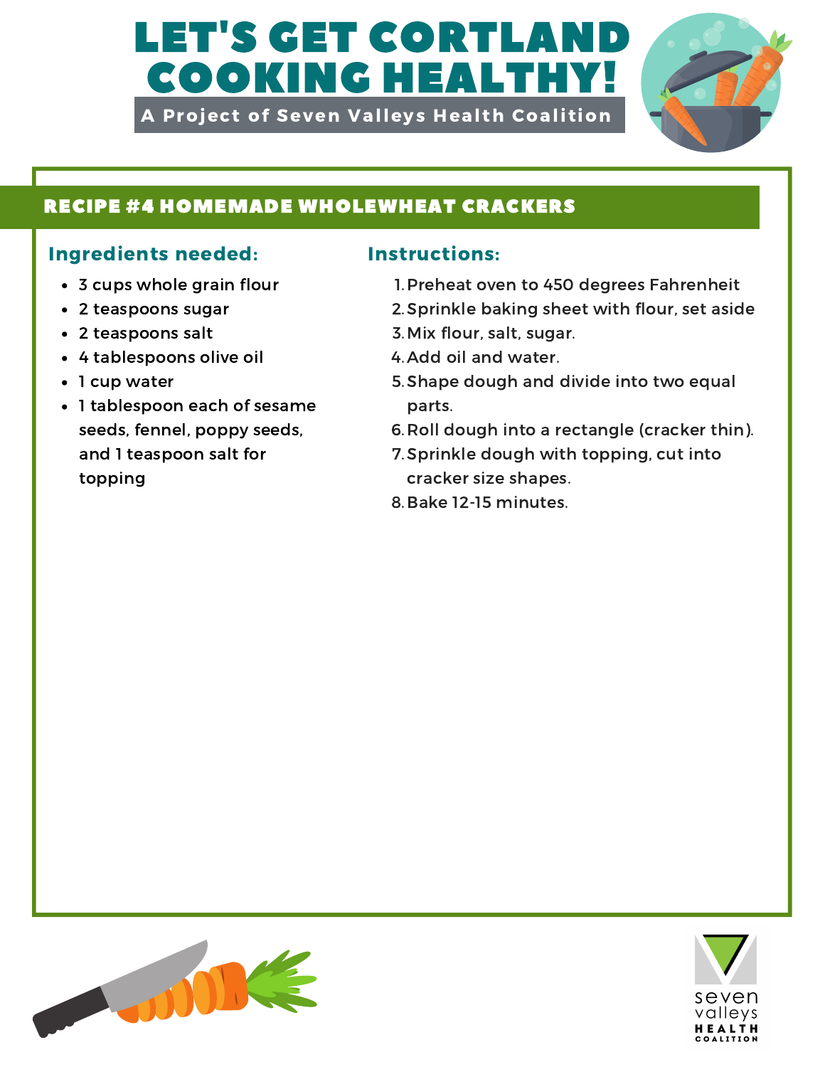# LET'S GET CORTLAND COOKING HEALTHY!

**A Project of Seven Valleys Health Coalition**

## RECIPE #4 HOMEMADE WHOLEWHEAT CRACKERS

### Ingredients needed:

- 3 cups whole grain flour
- 2 teaspoons sugar
- 2 teaspoons salt
- 4 tablespoons olive oil
- 1 cup water
- 1 tablespoon each of sesame seeds, fennel, poppy seeds, and 1 teaspoon salt for topping

### Instructions:

1. Preheat oven to 450 degrees Fahrenheit
2. Sprinkle baking sheet with flour, set aside
3. Mix flour, salt, sugar.
4. Add oil and water.
5. Shape dough and divide into two equal parts.
6. Roll dough into a rectangle (cracker thin).
7. Sprinkle dough with topping, cut into cracker size shapes.
8. Bake 12-15 minutes.

seven valleys HEALTH COALITION